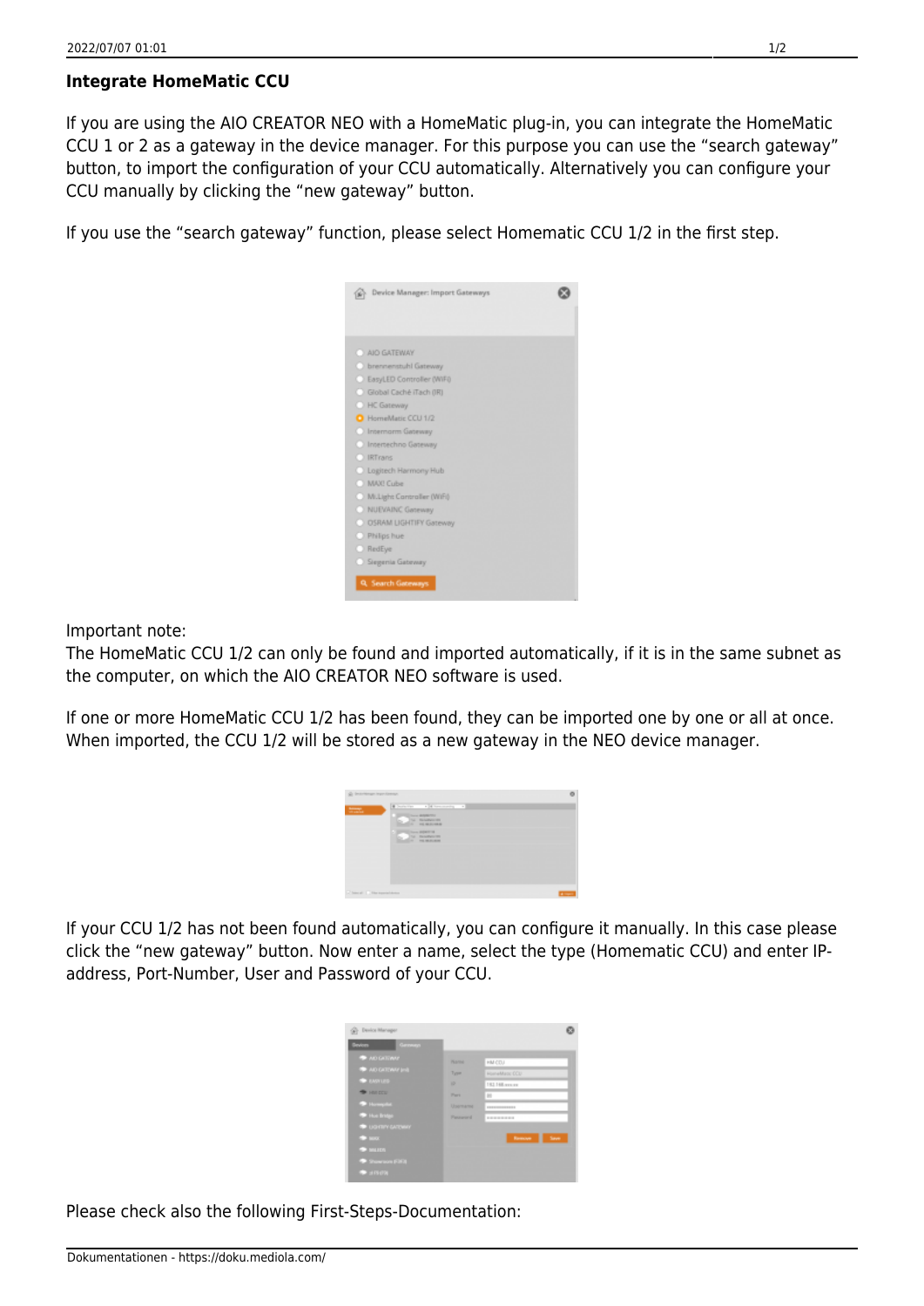## Integrate HomeMatic CCU

If you are using the AIO CREATOR NEO with a HomeMatic plug-in, you can integrate the HomeMatic CCU 1 or 2 as a gateway in the device manager. For this purpose you can use the "search gateway" button, to import the configuration of your CCU automatically. Alternatively you can configure your CCU manually by clicking the "new gateway" button.

If you use the "search gateway" function, please select Homematic CCU 1/2 in the first step.

Important note:
The HomeMatic CCU 1/2 can only be found and imported automatically, if it is in the same subnet as the computer, on which the AIO CREATOR NEO software is used.

If one or more HomeMatic CCU 1/2 has been found, they can be imported one by one or all at once. When imported, the CCU 1/2 will be stored as a new gateway in the NEO device manager.

If your CCU 1/2 has not been found automatically, you can configure it manually. In this case please click the "new gateway" button. Now enter a name, select the type (Homematic CCU) and enter IP-address, Port-Number, User and Password of your CCU.

Please check also the following First-Steps-Documentation: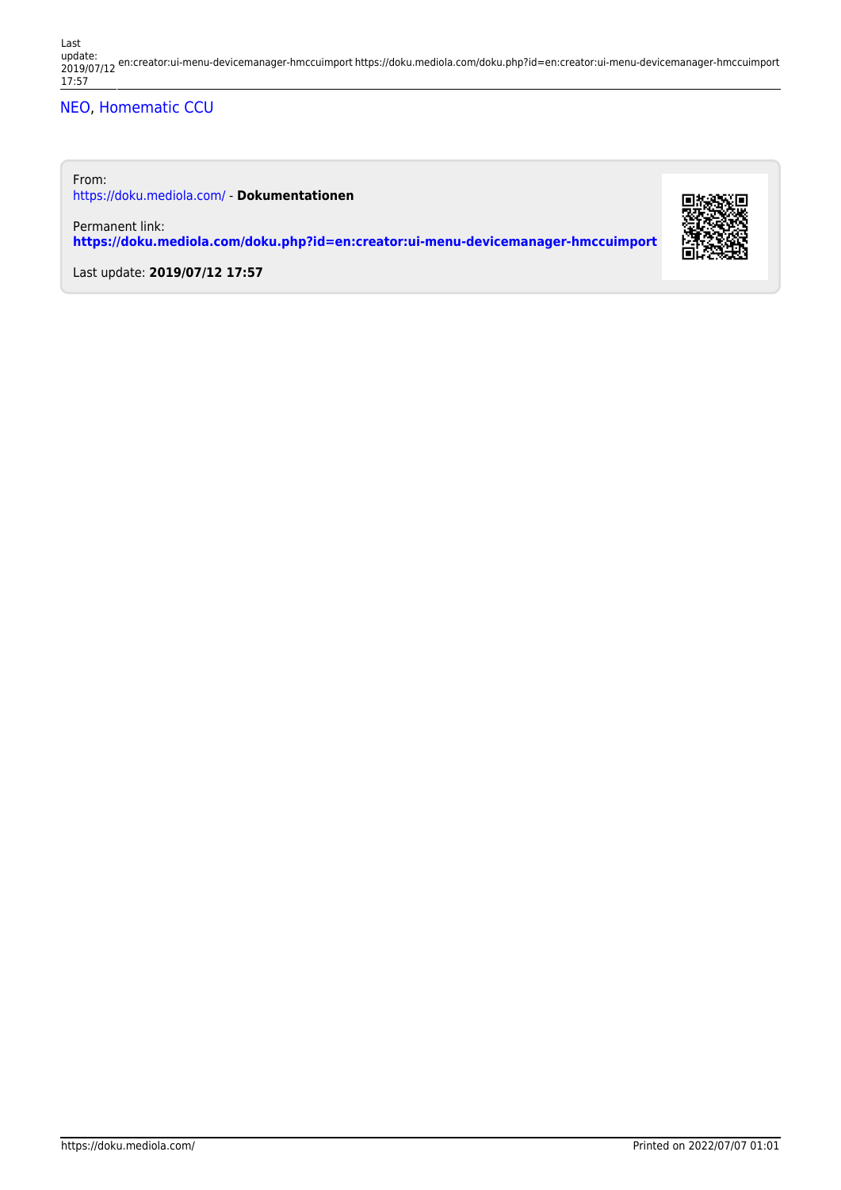NEO, Homematic CCU

From:
https://doku.mediola.com/ - **Dokumentationen**

Permanent link:
**https://doku.mediola.com/doku.php?id=en:creator:ui-menu-devicemanager-hmccuimport**

Last update: **2019/07/12 17:57**